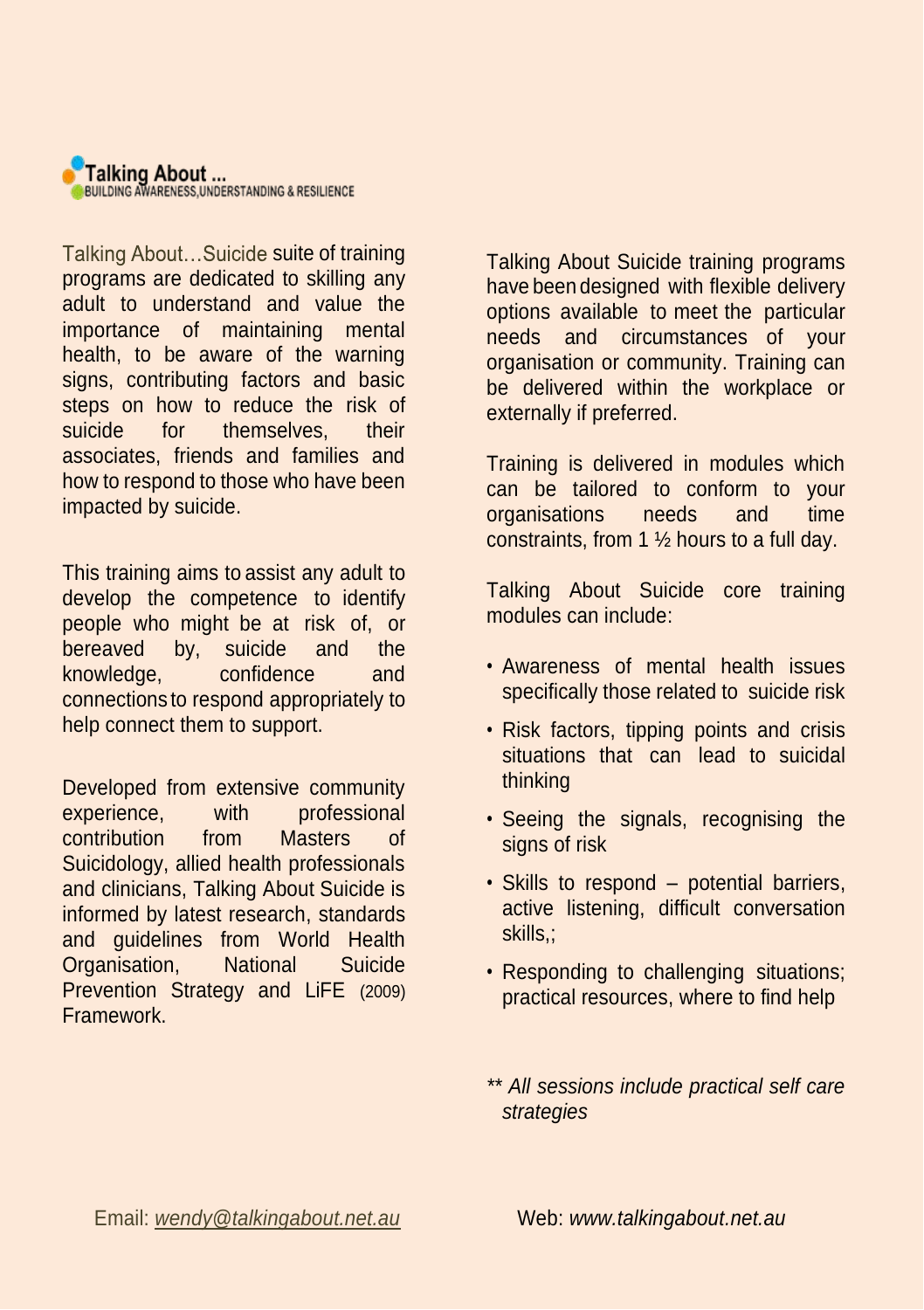**Talking About ...**
BUILDING AWARENESS,UNDERSTANDING & RESILIENCE

Talking About…Suicide suite of training programs are dedicated to skilling any adult to understand and value the importance of maintaining mental health, to be aware of the warning signs, contributing factors and basic steps on how to reduce the risk of suicide for themselves, their associates, friends and families and how to respond to those who have been impacted by suicide.

This training aims to assist any adult to develop the competence to identify people who might be at risk of, or bereaved by, suicide and the knowledge, confidence and connections to respond appropriately to help connect them to support.

Developed from extensive community experience, with professional contribution from Masters of Suicidology, allied health professionals and clinicians, Talking About Suicide is informed by latest research, standards and guidelines from World Health Organisation, National Suicide Prevention Strategy and LiFE (2009) Framework.

Talking About Suicide training programs have been designed with flexible delivery options available to meet the particular needs and circumstances of your organisation or community. Training can be delivered within the workplace or externally if preferred.

Training is delivered in modules which can be tailored to conform to your organisations needs and time constraints, from 1 ½ hours to a full day.

Talking About Suicide core training modules can include:

- Awareness of mental health issues specifically those related to suicide risk
- Risk factors, tipping points and crisis situations that can lead to suicidal thinking
- Seeing the signals, recognising the signs of risk
- Skills to respond – potential barriers, active listening, difficult conversation skills,;
- Responding to challenging situations; practical resources, where to find help

*** All sessions include practical self care strategies*

Email: *wendy@talkingabout.net.au*

Web: *www.talkingabout.net.au*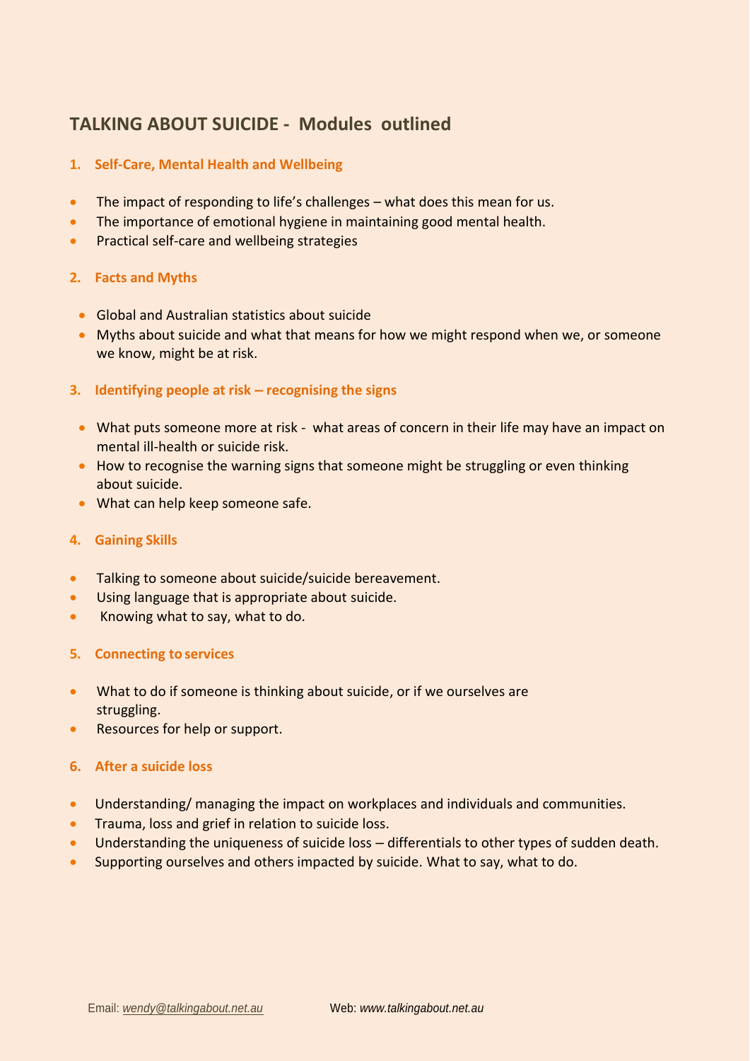# TALKING ABOUT SUICIDE - Modules outlined

### 1. Self-Care, Mental Health and Wellbeing

- The impact of responding to life's challenges – what does this mean for us.
- The importance of emotional hygiene in maintaining good mental health.
- Practical self-care and wellbeing strategies

### 2. Facts and Myths

- Global and Australian statistics about suicide
- Myths about suicide and what that means for how we might respond when we, or someone we know, might be at risk.

### 3. Identifying people at risk – recognising the signs

- What puts someone more at risk - what areas of concern in their life may have an impact on mental ill-health or suicide risk.
- How to recognise the warning signs that someone might be struggling or even thinking about suicide.
- What can help keep someone safe.

### 4. Gaining Skills

- Talking to someone about suicide/suicide bereavement.
- Using language that is appropriate about suicide.
- Knowing what to say, what to do.

### 5. Connecting to services

- What to do if someone is thinking about suicide, or if we ourselves are struggling.
- Resources for help or support.

### 6. After a suicide loss

- Understanding/ managing the impact on workplaces and individuals and communities.
- Trauma, loss and grief in relation to suicide loss.
- Understanding the uniqueness of suicide loss – differentials to other types of sudden death.
- Supporting ourselves and others impacted by suicide. What to say, what to do.

Email: *wendy@talkingabout.net.au* Web: *www.talkingabout.net.au*